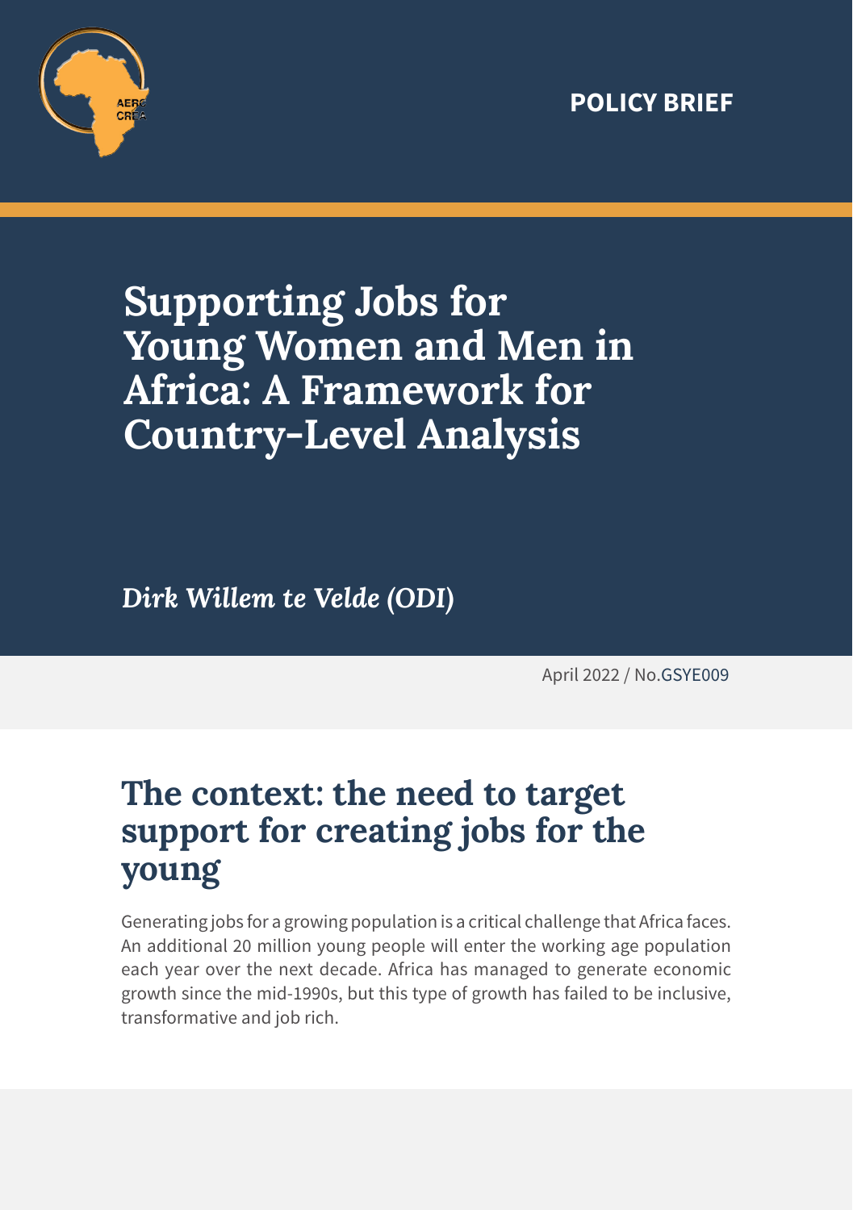POLICY BRIEF

# Supporting Jobs for Young Women and Men in Africa: A Framework for Country-Level Analysis

*Dirk Willem te Velde (ODI)*

April 2022 / No.GSYE009

## The context: the need to target support for creating jobs for the young

Generating jobs for a growing population is a critical challenge that Africa faces. An additional 20 million young people will enter the working age population each year over the next decade. Africa has managed to generate economic growth since the mid-1990s, but this type of growth has failed to be inclusive, transformative and job rich.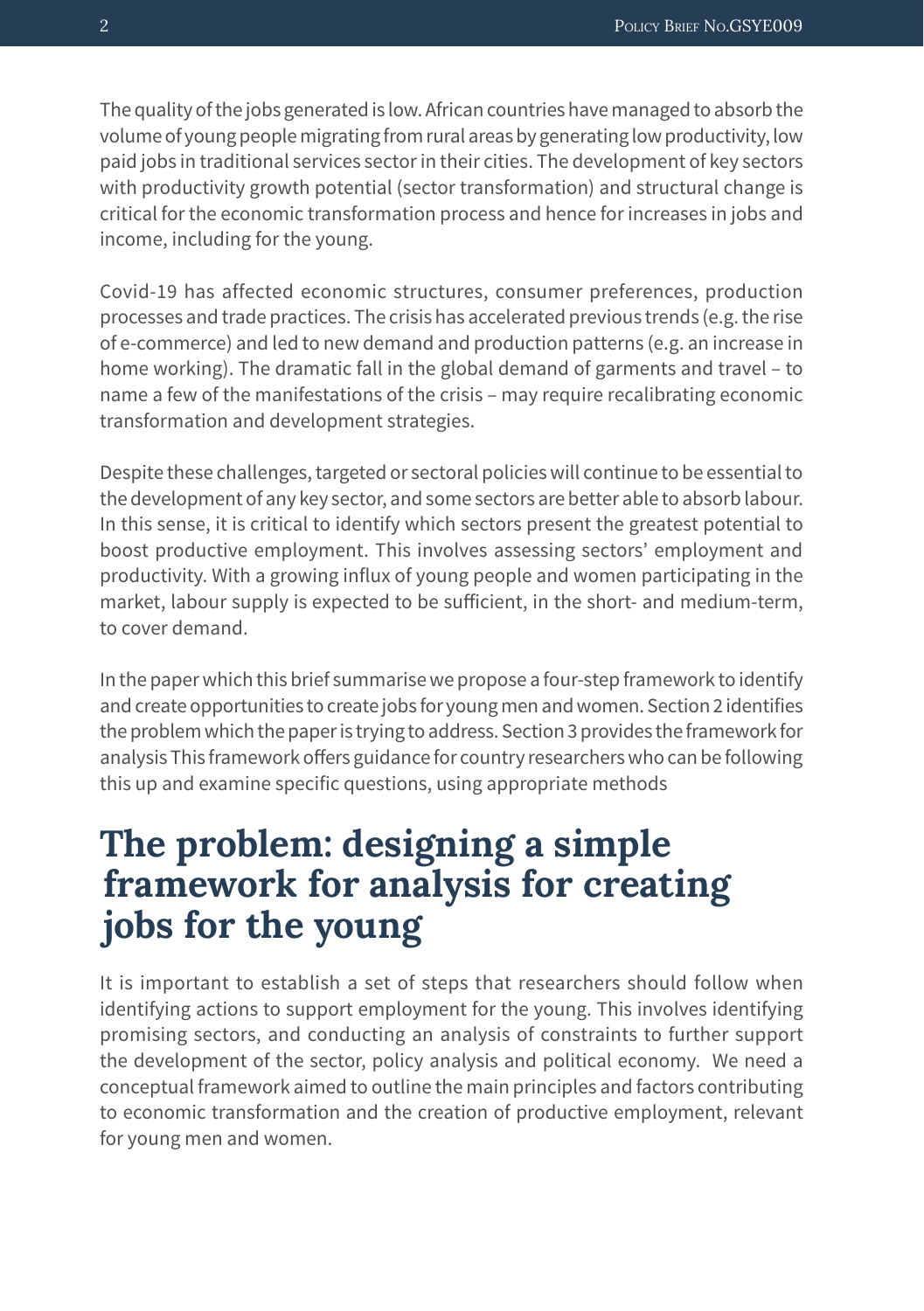The quality of the jobs generated is low. African countries have managed to absorb the volume of young people migrating from rural areas by generating low productivity, low paid jobs in traditional services sector in their cities. The development of key sectors with productivity growth potential (sector transformation) and structural change is critical for the economic transformation process and hence for increases in jobs and income, including for the young.

Covid-19 has affected economic structures, consumer preferences, production processes and trade practices. The crisis has accelerated previous trends (e.g. the rise of e-commerce) and led to new demand and production patterns (e.g. an increase in home working). The dramatic fall in the global demand of garments and travel – to name a few of the manifestations of the crisis – may require recalibrating economic transformation and development strategies.

Despite these challenges, targeted or sectoral policies will continue to be essential to the development of any key sector, and some sectors are better able to absorb labour. In this sense, it is critical to identify which sectors present the greatest potential to boost productive employment. This involves assessing sectors' employment and productivity. With a growing influx of young people and women participating in the market, labour supply is expected to be sufficient, in the short- and medium-term, to cover demand.

In the paper which this brief summarise we propose a four-step framework to identify and create opportunities to create jobs for young men and women. Section 2 identifies the problem which the paper is trying to address. Section 3 provides the framework for analysis This framework offers guidance for country researchers who can be following this up and examine specific questions, using appropriate methods

# The problem: designing a simple framework for analysis for creating jobs for the young

It is important to establish a set of steps that researchers should follow when identifying actions to support employment for the young. This involves identifying promising sectors, and conducting an analysis of constraints to further support the development of the sector, policy analysis and political economy. We need a conceptual framework aimed to outline the main principles and factors contributing to economic transformation and the creation of productive employment, relevant for young men and women.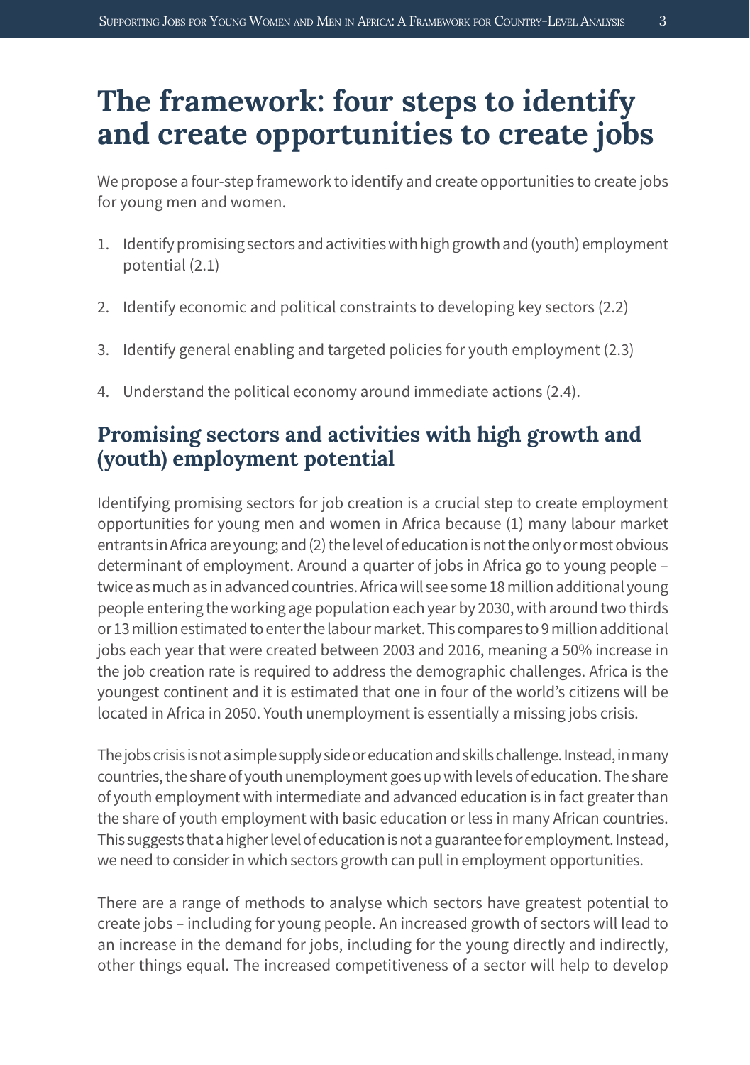# The framework: four steps to identify and create opportunities to create jobs

We propose a four-step framework to identify and create opportunities to create jobs for young men and women.

1. Identify promising sectors and activities with high growth and (youth) employment potential (2.1)
2. Identify economic and political constraints to developing key sectors (2.2)
3. Identify general enabling and targeted policies for youth employment (2.3)
4. Understand the political economy around immediate actions (2.4).

## Promising sectors and activities with high growth and (youth) employment potential

Identifying promising sectors for job creation is a crucial step to create employment opportunities for young men and women in Africa because (1) many labour market entrants in Africa are young; and (2) the level of education is not the only or most obvious determinant of employment. Around a quarter of jobs in Africa go to young people – twice as much as in advanced countries. Africa will see some 18 million additional young people entering the working age population each year by 2030, with around two thirds or 13 million estimated to enter the labour market. This compares to 9 million additional jobs each year that were created between 2003 and 2016, meaning a 50% increase in the job creation rate is required to address the demographic challenges. Africa is the youngest continent and it is estimated that one in four of the world's citizens will be located in Africa in 2050. Youth unemployment is essentially a missing jobs crisis.

The jobs crisis is not a simple supply side or education and skills challenge. Instead, in many countries, the share of youth unemployment goes up with levels of education. The share of youth employment with intermediate and advanced education is in fact greater than the share of youth employment with basic education or less in many African countries. This suggests that a higher level of education is not a guarantee for employment. Instead, we need to consider in which sectors growth can pull in employment opportunities.

There are a range of methods to analyse which sectors have greatest potential to create jobs – including for young people. An increased growth of sectors will lead to an increase in the demand for jobs, including for the young directly and indirectly, other things equal. The increased competitiveness of a sector will help to develop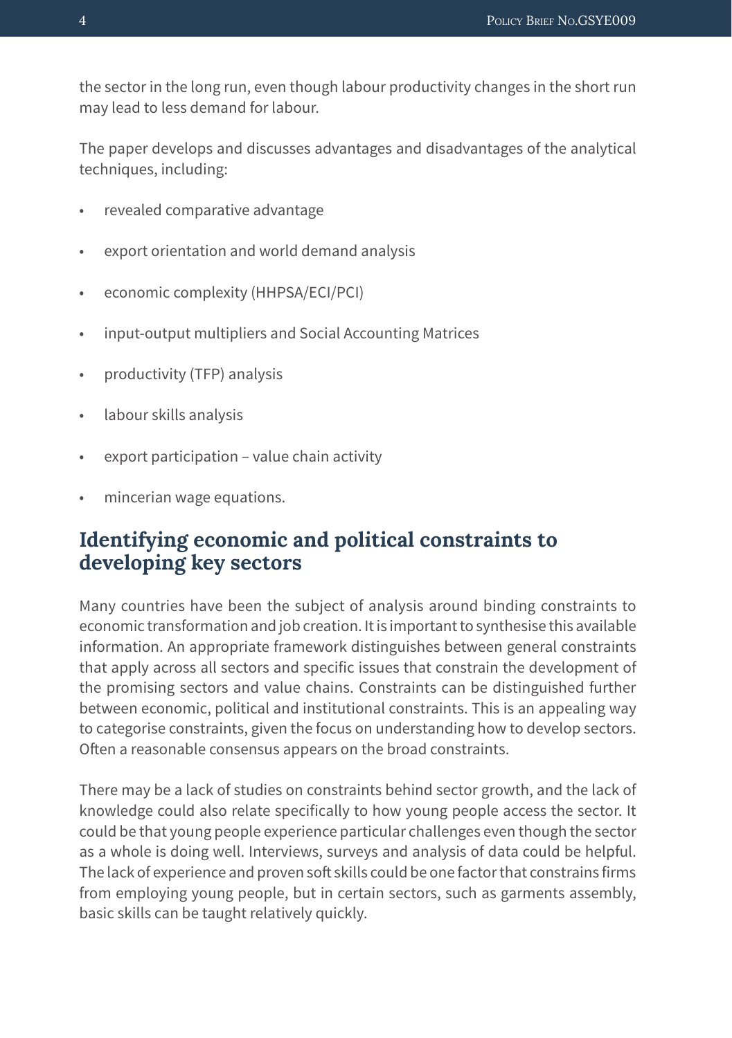the sector in the long run, even though labour productivity changes in the short run may lead to less demand for labour.

The paper develops and discusses advantages and disadvantages of the analytical techniques, including:

- revealed comparative advantage
- export orientation and world demand analysis
- economic complexity (HHPSA/ECI/PCI)
- input-output multipliers and Social Accounting Matrices
- productivity (TFP) analysis
- labour skills analysis
- export participation – value chain activity
- mincerian wage equations.

## Identifying economic and political constraints to developing key sectors

Many countries have been the subject of analysis around binding constraints to economic transformation and job creation. It is important to synthesise this available information. An appropriate framework distinguishes between general constraints that apply across all sectors and specific issues that constrain the development of the promising sectors and value chains. Constraints can be distinguished further between economic, political and institutional constraints. This is an appealing way to categorise constraints, given the focus on understanding how to develop sectors. Often a reasonable consensus appears on the broad constraints.

There may be a lack of studies on constraints behind sector growth, and the lack of knowledge could also relate specifically to how young people access the sector. It could be that young people experience particular challenges even though the sector as a whole is doing well. Interviews, surveys and analysis of data could be helpful. The lack of experience and proven soft skills could be one factor that constrains firms from employing young people, but in certain sectors, such as garments assembly, basic skills can be taught relatively quickly.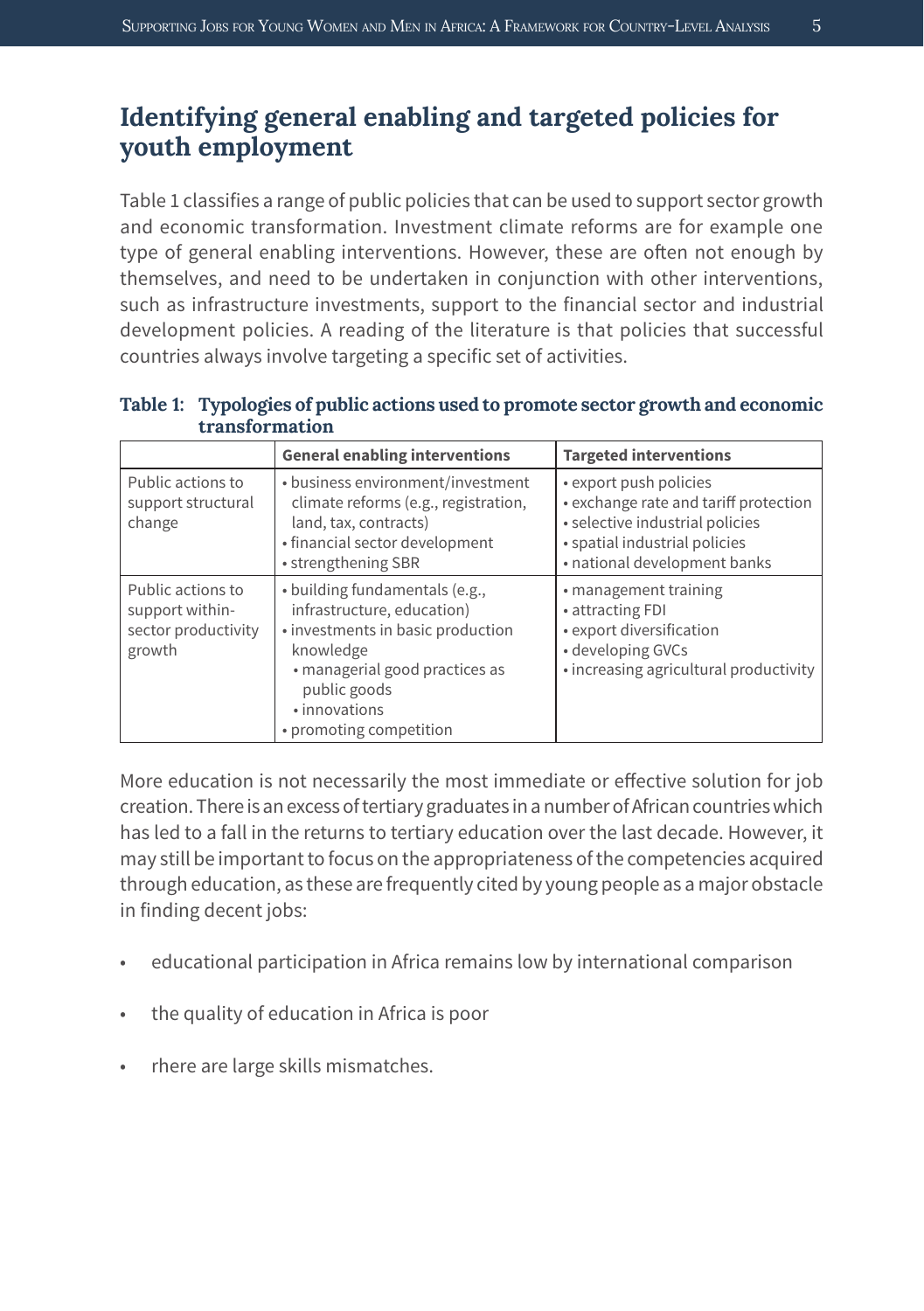## Identifying general enabling and targeted policies for youth employment

Table 1 classifies a range of public policies that can be used to support sector growth and economic transformation. Investment climate reforms are for example one type of general enabling interventions. However, these are often not enough by themselves, and need to be undertaken in conjunction with other interventions, such as infrastructure investments, support to the financial sector and industrial development policies. A reading of the literature is that policies that successful countries always involve targeting a specific set of activities.

**Table 1: Typologies of public actions used to promote sector growth and economic transformation**

| | General enabling interventions | Targeted interventions |
|---|---|---|
| Public actions to support structural change | • business environment/investment climate reforms (e.g., registration, land, tax, contracts)<br>• financial sector development<br>• strengthening SBR | • export push policies<br>• exchange rate and tariff protection<br>• selective industrial policies<br>• spatial industrial policies<br>• national development banks |
| Public actions to support within-sector productivity growth | • building fundamentals (e.g., infrastructure, education)<br>• investments in basic production knowledge<br>&nbsp;&nbsp;• managerial good practices as public goods<br>&nbsp;&nbsp;• innovations<br>• promoting competition | • management training<br>• attracting FDI<br>• export diversification<br>• developing GVCs<br>• increasing agricultural productivity |

More education is not necessarily the most immediate or effective solution for job creation. There is an excess of tertiary graduates in a number of African countries which has led to a fall in the returns to tertiary education over the last decade. However, it may still be important to focus on the appropriateness of the competencies acquired through education, as these are frequently cited by young people as a major obstacle in finding decent jobs:

- educational participation in Africa remains low by international comparison
- the quality of education in Africa is poor
- rhere are large skills mismatches.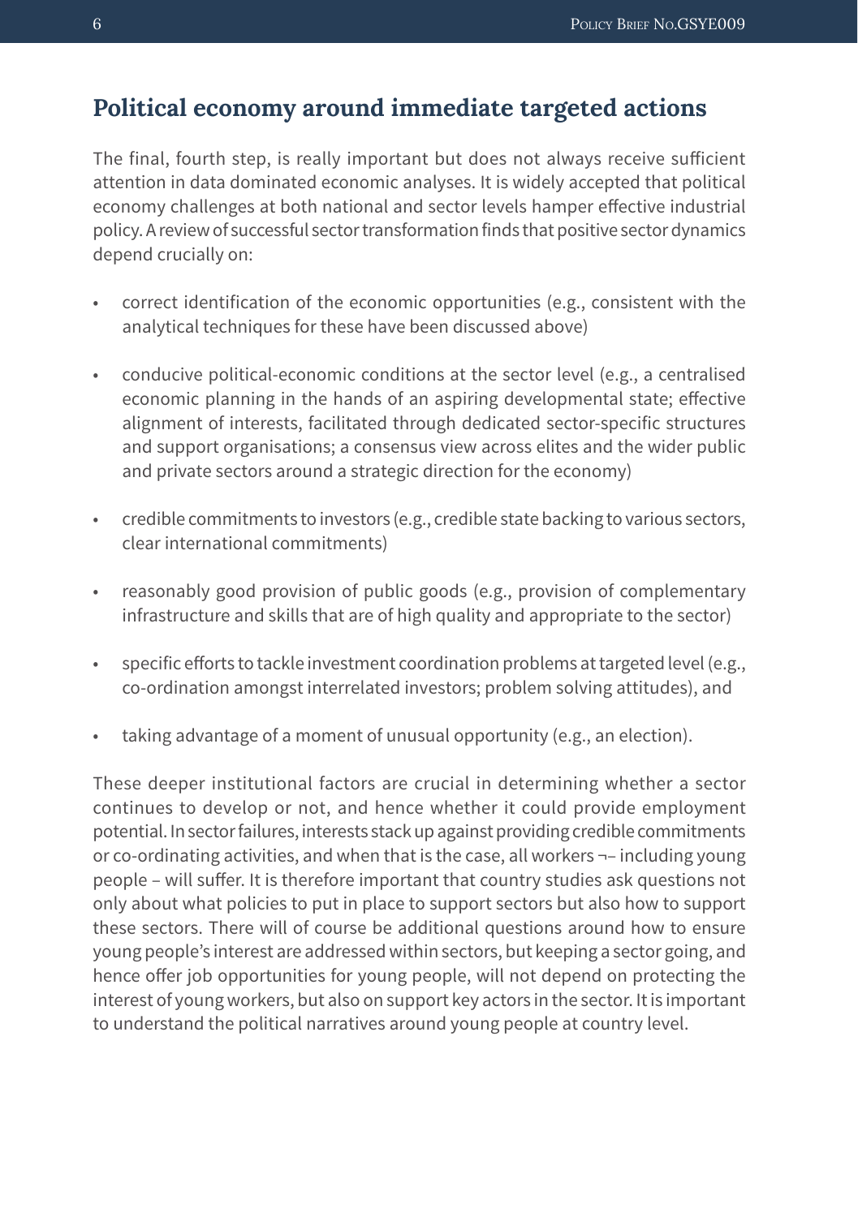## Political economy around immediate targeted actions

The final, fourth step, is really important but does not always receive sufficient attention in data dominated economic analyses. It is widely accepted that political economy challenges at both national and sector levels hamper effective industrial policy. A review of successful sector transformation finds that positive sector dynamics depend crucially on:

- correct identification of the economic opportunities (e.g., consistent with the analytical techniques for these have been discussed above)
- conducive political-economic conditions at the sector level (e.g., a centralised economic planning in the hands of an aspiring developmental state; effective alignment of interests, facilitated through dedicated sector-specific structures and support organisations; a consensus view across elites and the wider public and private sectors around a strategic direction for the economy)
- credible commitments to investors (e.g., credible state backing to various sectors, clear international commitments)
- reasonably good provision of public goods (e.g., provision of complementary infrastructure and skills that are of high quality and appropriate to the sector)
- specific efforts to tackle investment coordination problems at targeted level (e.g., co-ordination amongst interrelated investors; problem solving attitudes), and
- taking advantage of a moment of unusual opportunity (e.g., an election).

These deeper institutional factors are crucial in determining whether a sector continues to develop or not, and hence whether it could provide employment potential. In sector failures, interests stack up against providing credible commitments or co-ordinating activities, and when that is the case, all workers ¬– including young people – will suffer. It is therefore important that country studies ask questions not only about what policies to put in place to support sectors but also how to support these sectors. There will of course be additional questions around how to ensure young people's interest are addressed within sectors, but keeping a sector going, and hence offer job opportunities for young people, will not depend on protecting the interest of young workers, but also on support key actors in the sector. It is important to understand the political narratives around young people at country level.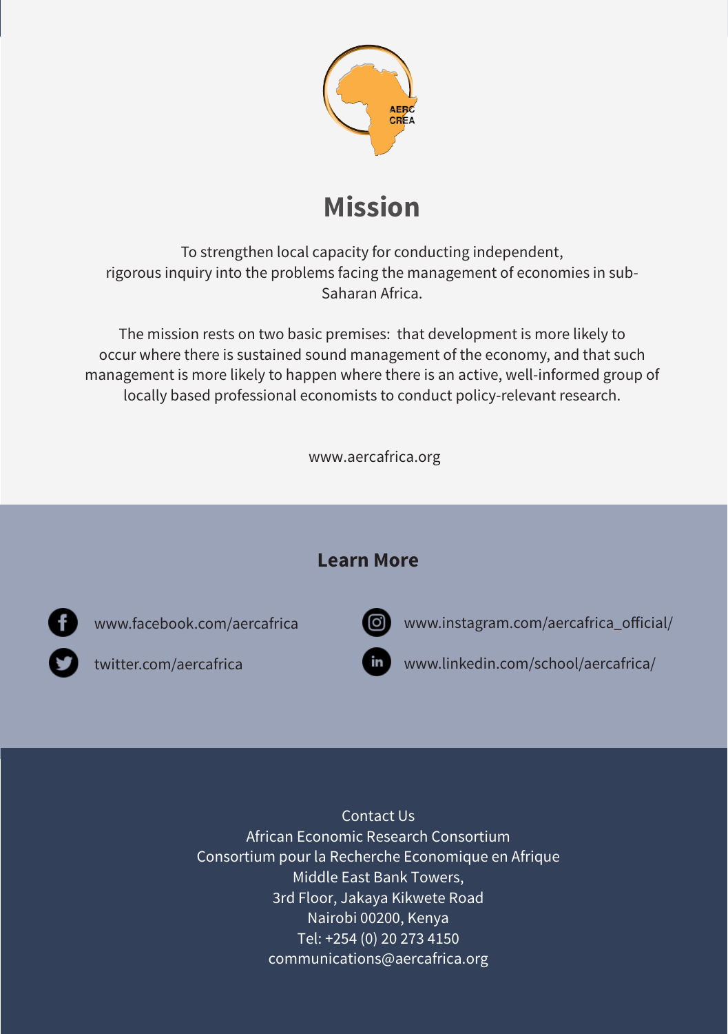AERC
CREA

## Mission

To strengthen local capacity for conducting independent, rigorous inquiry into the problems facing the management of economies in sub-Saharan Africa.

The mission rests on two basic premises: that development is more likely to occur where there is sustained sound management of the economy, and that such management is more likely to happen where there is an active, well-informed group of locally based professional economists to conduct policy-relevant research.

www.aercafrica.org

### Learn More

www.facebook.com/aercafrica

twitter.com/aercafrica

www.instagram.com/aercafrica_official/

www.linkedin.com/school/aercafrica/

Contact Us
African Economic Research Consortium
Consortium pour la Recherche Economique en Afrique
Middle East Bank Towers,
3rd Floor, Jakaya Kikwete Road
Nairobi 00200, Kenya
Tel: +254 (0) 20 273 4150
communications@aercafrica.org